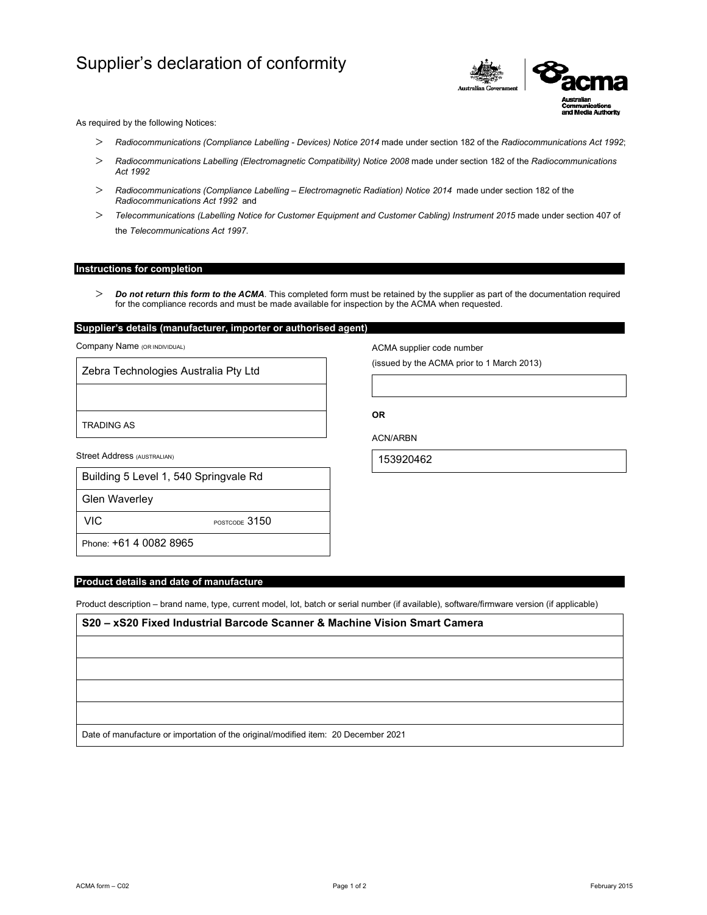# Supplier's declaration of conformity

As required by the following Notices:

- *Radiocommunications (Compliance Labelling - Devices) Notice 2014* made under section 182 of the *Radiocommunications Act 1992*;
- *Radiocommunications Labelling (Electromagnetic Compatibility) Notice 2008* made under section 182 of the *Radiocommunications Act 1992*
- *Radiocommunications (Compliance Labelling – Electromagnetic Radiation) Notice 2014* made under section 182 of the *Radiocommunications Act 1992* and
- *Telecommunications (Labelling Notice for Customer Equipment and Customer Cabling) Instrument 2015* made under section 407 of the *Telecommunications Act 1997*.

## Instructions for completion

- ***Do not return this form to the ACMA***. This completed form must be retained by the supplier as part of the documentation required for the compliance records and must be made available for inspection by the ACMA when requested.

## Supplier's details (manufacturer, importer or authorised agent)

Company Name (OR INDIVIDUAL)

Zebra Technologies Australia Pty Ltd

TRADING AS

Street Address (AUSTRALIAN)

Building 5 Level 1, 540 Springvale Rd

Glen Waverley

VIC POSTCODE 3150

Phone: +61 4 0082 8965

ACMA supplier code number

(issued by the ACMA prior to 1 March 2013)

**OR**

ACN/ARBN

153920462

## Product details and date of manufacture

Product description – brand name, type, current model, lot, batch or serial number (if available), software/firmware version (if applicable)

**S20 – xS20 Fixed Industrial Barcode Scanner & Machine Vision Smart Camera**

Date of manufacture or importation of the original/modified item: 20 December 2021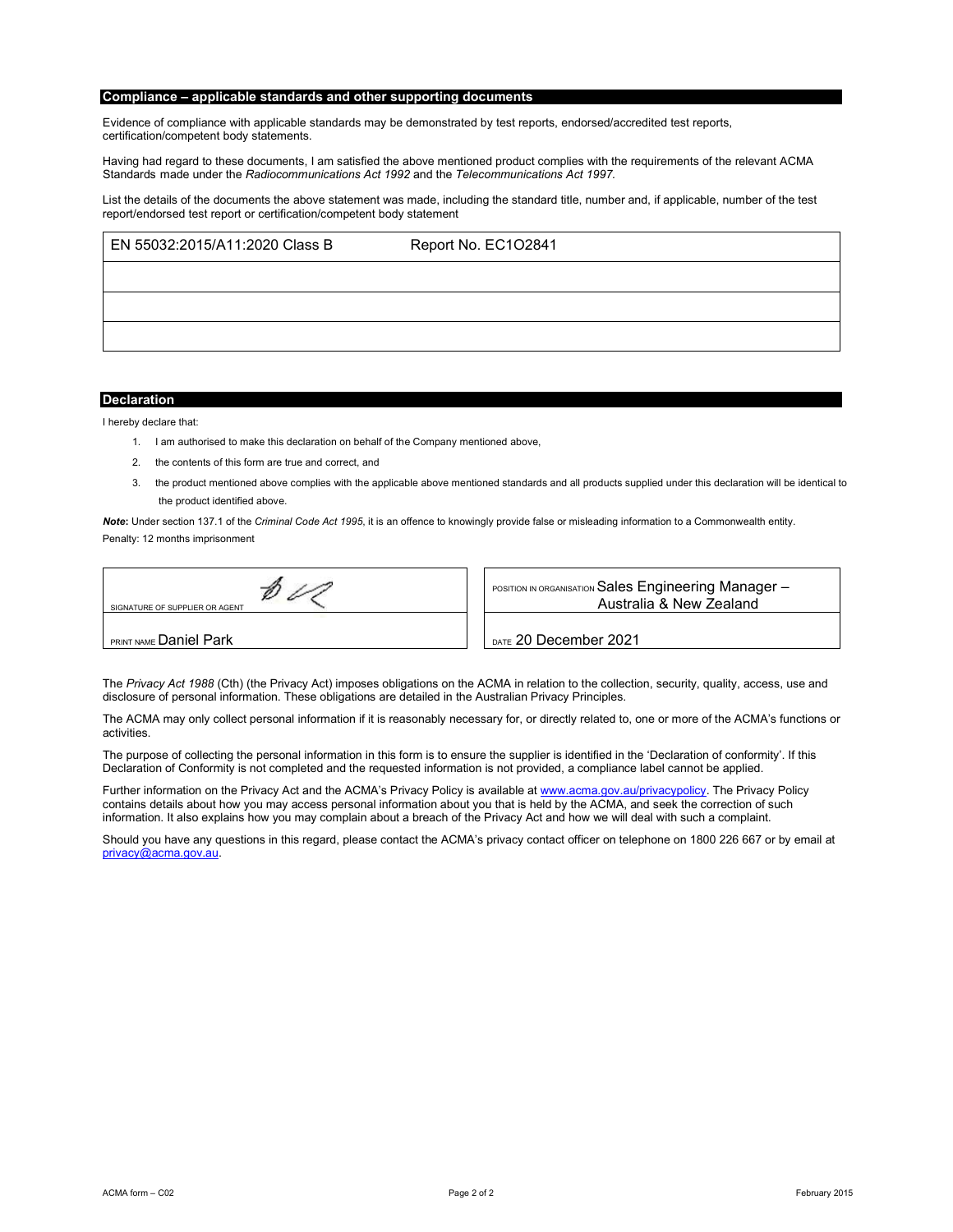## Compliance – applicable standards and other supporting documents

Evidence of compliance with applicable standards may be demonstrated by test reports, endorsed/accredited test reports, certification/competent body statements.

Having had regard to these documents, I am satisfied the above mentioned product complies with the requirements of the relevant ACMA Standards made under the *Radiocommunications Act 1992* and the *Telecommunications Act 1997.*

List the details of the documents the above statement was made, including the standard title, number and, if applicable, number of the test report/endorsed test report or certification/competent body statement

| | |
|---|---|
| EN 55032:2015/A11:2020 Class B | Report No. EC1O2841 |
| | |
| | |
| | |

## Declaration

I hereby declare that:

1. I am authorised to make this declaration on behalf of the Company mentioned above,
2. the contents of this form are true and correct, and
3. the product mentioned above complies with the applicable above mentioned standards and all products supplied under this declaration will be identical to the product identified above.

***Note*:** Under section 137.1 of the *Criminal Code Act 1995*, it is an offence to knowingly provide false or misleading information to a Commonwealth entity.
Penalty: 12 months imprisonment

| | |
|---|---|
| SIGNATURE OF SUPPLIER OR AGENT | POSITION IN ORGANISATION Sales Engineering Manager – Australia & New Zealand |
| PRINT NAME Daniel Park | DATE 20 December 2021 |

The *Privacy Act 1988* (Cth) (the Privacy Act) imposes obligations on the ACMA in relation to the collection, security, quality, access, use and disclosure of personal information. These obligations are detailed in the Australian Privacy Principles.

The ACMA may only collect personal information if it is reasonably necessary for, or directly related to, one or more of the ACMA's functions or activities.

The purpose of collecting the personal information in this form is to ensure the supplier is identified in the 'Declaration of conformity'. If this Declaration of Conformity is not completed and the requested information is not provided, a compliance label cannot be applied.

Further information on the Privacy Act and the ACMA's Privacy Policy is available at www.acma.gov.au/privacypolicy. The Privacy Policy contains details about how you may access personal information about you that is held by the ACMA, and seek the correction of such information. It also explains how you may complain about a breach of the Privacy Act and how we will deal with such a complaint.

Should you have any questions in this regard, please contact the ACMA's privacy contact officer on telephone on 1800 226 667 or by email at privacy@acma.gov.au.

ACMA form – C02 February 2015